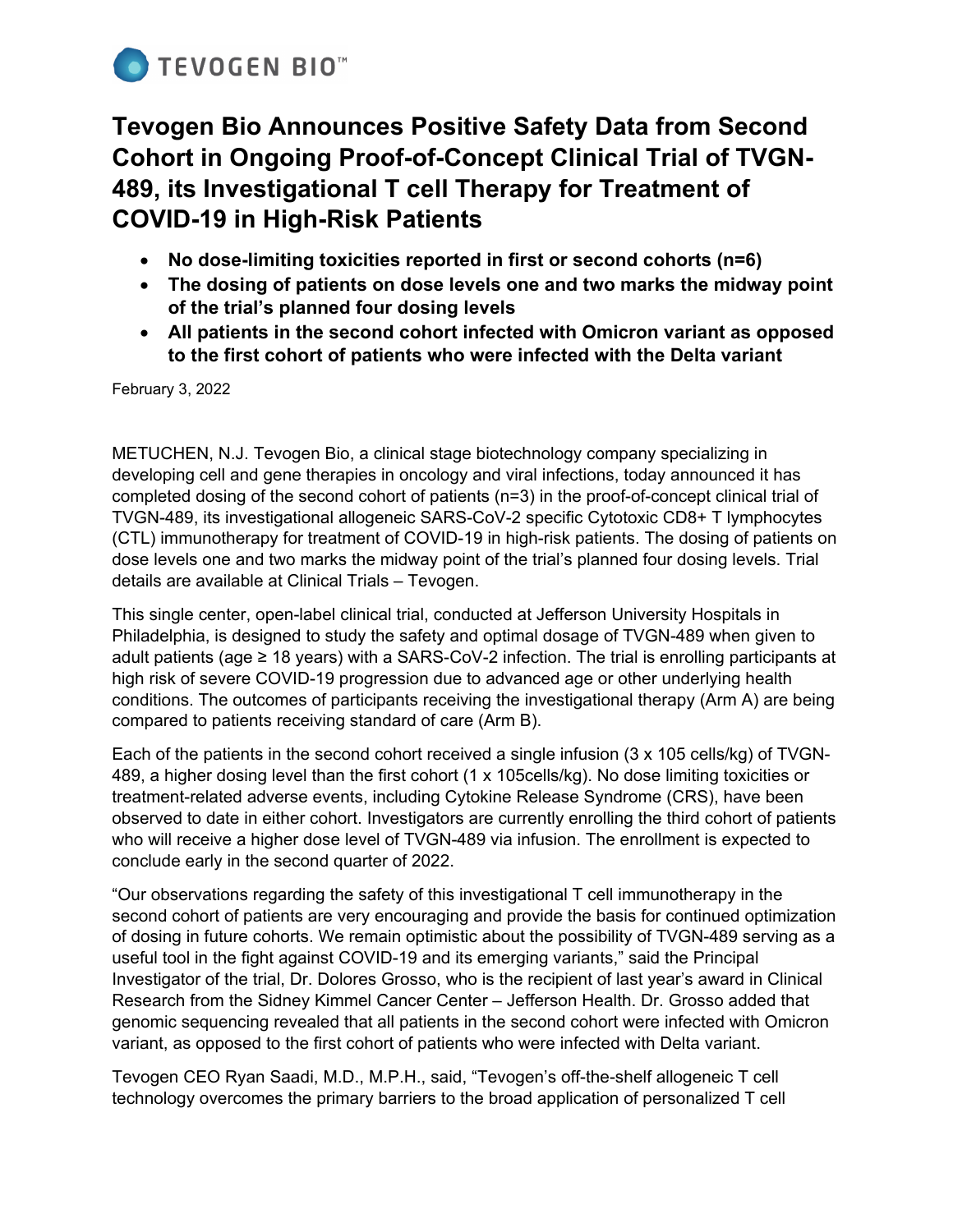TEVOGEN BIO™

# Tevogen Bio Announces Positive Safety Data from Second Cohort in Ongoing Proof-of-Concept Clinical Trial of TVGN-489, its Investigational T cell Therapy for Treatment of COVID-19 in High-Risk Patients

- **No dose-limiting toxicities reported in first or second cohorts (n=6)**
- **The dosing of patients on dose levels one and two marks the midway point of the trial's planned four dosing levels**
- **All patients in the second cohort infected with Omicron variant as opposed to the first cohort of patients who were infected with the Delta variant**

February 3, 2022

METUCHEN, N.J. Tevogen Bio, a clinical stage biotechnology company specializing in developing cell and gene therapies in oncology and viral infections, today announced it has completed dosing of the second cohort of patients (n=3) in the proof-of-concept clinical trial of TVGN-489, its investigational allogeneic SARS-CoV-2 specific Cytotoxic CD8+ T lymphocytes (CTL) immunotherapy for treatment of COVID-19 in high-risk patients. The dosing of patients on dose levels one and two marks the midway point of the trial's planned four dosing levels. Trial details are available at Clinical Trials – Tevogen.

This single center, open-label clinical trial, conducted at Jefferson University Hospitals in Philadelphia, is designed to study the safety and optimal dosage of TVGN-489 when given to adult patients (age ≥ 18 years) with a SARS-CoV-2 infection. The trial is enrolling participants at high risk of severe COVID-19 progression due to advanced age or other underlying health conditions. The outcomes of participants receiving the investigational therapy (Arm A) are being compared to patients receiving standard of care (Arm B).

Each of the patients in the second cohort received a single infusion (3 x 105 cells/kg) of TVGN-489, a higher dosing level than the first cohort (1 x 105cells/kg). No dose limiting toxicities or treatment-related adverse events, including Cytokine Release Syndrome (CRS), have been observed to date in either cohort. Investigators are currently enrolling the third cohort of patients who will receive a higher dose level of TVGN-489 via infusion. The enrollment is expected to conclude early in the second quarter of 2022.

"Our observations regarding the safety of this investigational T cell immunotherapy in the second cohort of patients are very encouraging and provide the basis for continued optimization of dosing in future cohorts. We remain optimistic about the possibility of TVGN-489 serving as a useful tool in the fight against COVID-19 and its emerging variants," said the Principal Investigator of the trial, Dr. Dolores Grosso, who is the recipient of last year's award in Clinical Research from the Sidney Kimmel Cancer Center – Jefferson Health. Dr. Grosso added that genomic sequencing revealed that all patients in the second cohort were infected with Omicron variant, as opposed to the first cohort of patients who were infected with Delta variant.

Tevogen CEO Ryan Saadi, M.D., M.P.H., said, "Tevogen's off-the-shelf allogeneic T cell technology overcomes the primary barriers to the broad application of personalized T cell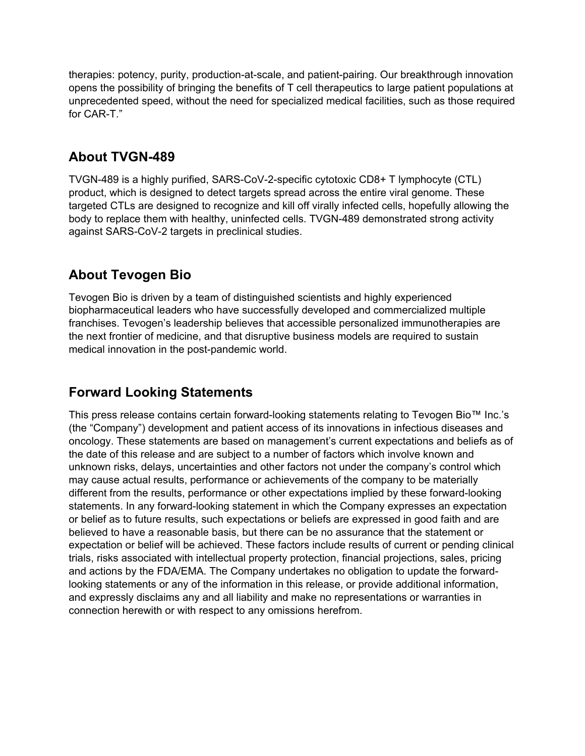therapies: potency, purity, production-at-scale, and patient-pairing. Our breakthrough innovation opens the possibility of bringing the benefits of T cell therapeutics to large patient populations at unprecedented speed, without the need for specialized medical facilities, such as those required for CAR-T."

## About TVGN-489

TVGN-489 is a highly purified, SARS-CoV-2-specific cytotoxic CD8+ T lymphocyte (CTL) product, which is designed to detect targets spread across the entire viral genome. These targeted CTLs are designed to recognize and kill off virally infected cells, hopefully allowing the body to replace them with healthy, uninfected cells. TVGN-489 demonstrated strong activity against SARS-CoV-2 targets in preclinical studies.

## About Tevogen Bio

Tevogen Bio is driven by a team of distinguished scientists and highly experienced biopharmaceutical leaders who have successfully developed and commercialized multiple franchises. Tevogen's leadership believes that accessible personalized immunotherapies are the next frontier of medicine, and that disruptive business models are required to sustain medical innovation in the post-pandemic world.

## Forward Looking Statements

This press release contains certain forward-looking statements relating to Tevogen Bio™ Inc.'s (the "Company") development and patient access of its innovations in infectious diseases and oncology. These statements are based on management's current expectations and beliefs as of the date of this release and are subject to a number of factors which involve known and unknown risks, delays, uncertainties and other factors not under the company's control which may cause actual results, performance or achievements of the company to be materially different from the results, performance or other expectations implied by these forward-looking statements. In any forward-looking statement in which the Company expresses an expectation or belief as to future results, such expectations or beliefs are expressed in good faith and are believed to have a reasonable basis, but there can be no assurance that the statement or expectation or belief will be achieved. These factors include results of current or pending clinical trials, risks associated with intellectual property protection, financial projections, sales, pricing and actions by the FDA/EMA. The Company undertakes no obligation to update the forward-looking statements or any of the information in this release, or provide additional information, and expressly disclaims any and all liability and make no representations or warranties in connection herewith or with respect to any omissions herefrom.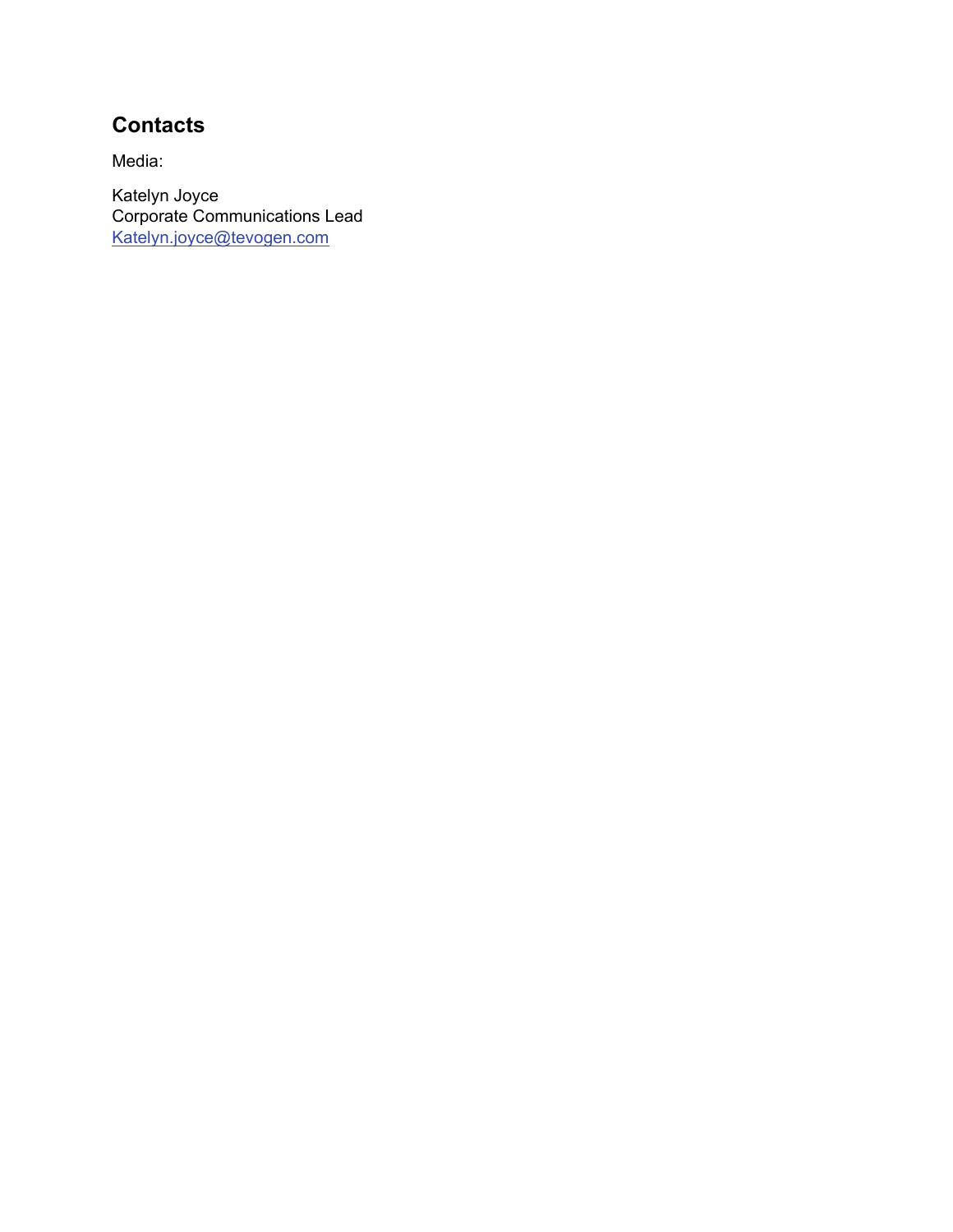## Contacts

Media:

Katelyn Joyce
Corporate Communications Lead
Katelyn.joyce@tevogen.com